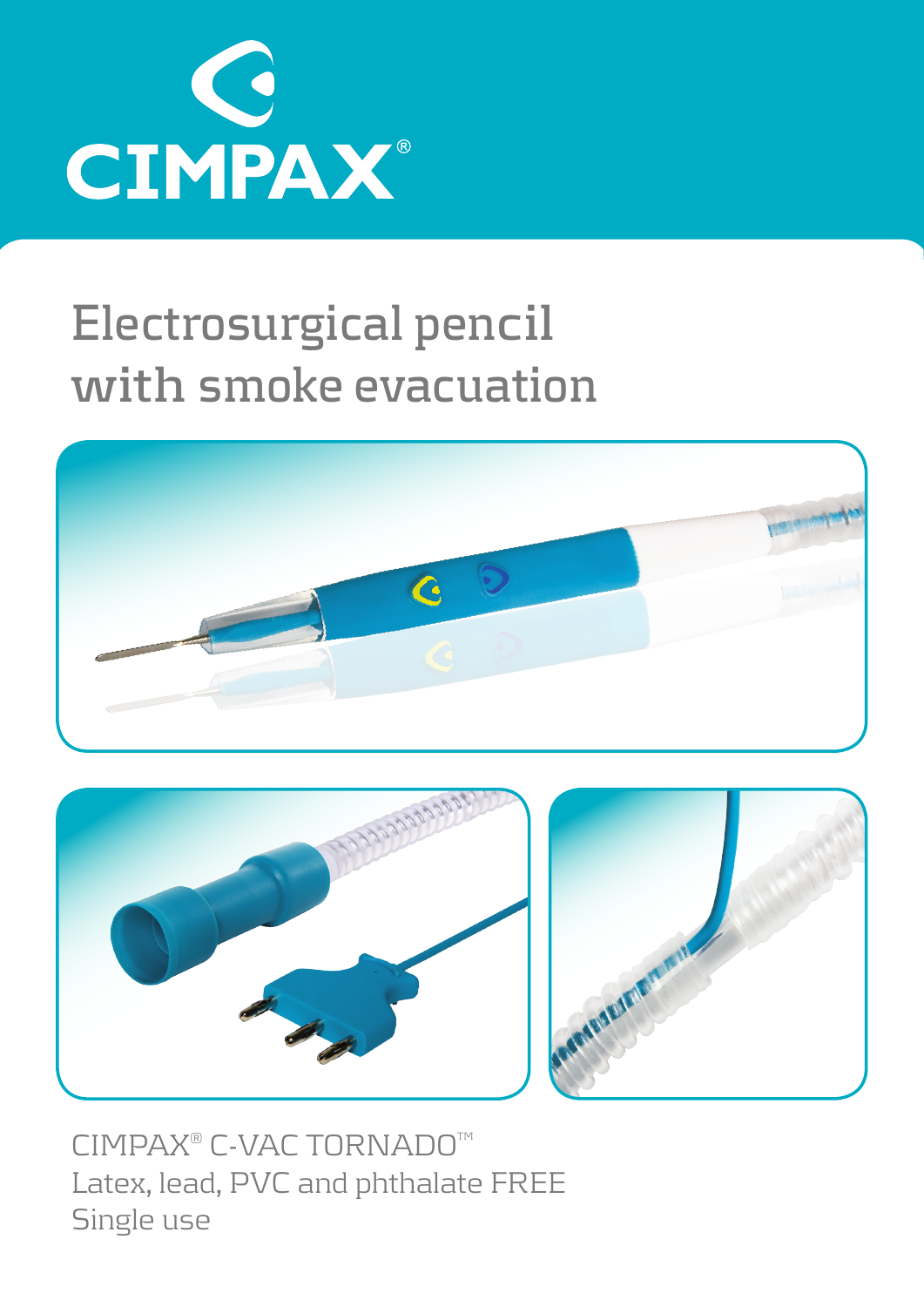# CIMPAX®

## Electrosurgical pencil with smoke evacuation

CIMPAX® C-VAC TORNADO™
Latex, lead, PVC and phthalate FREE
Single use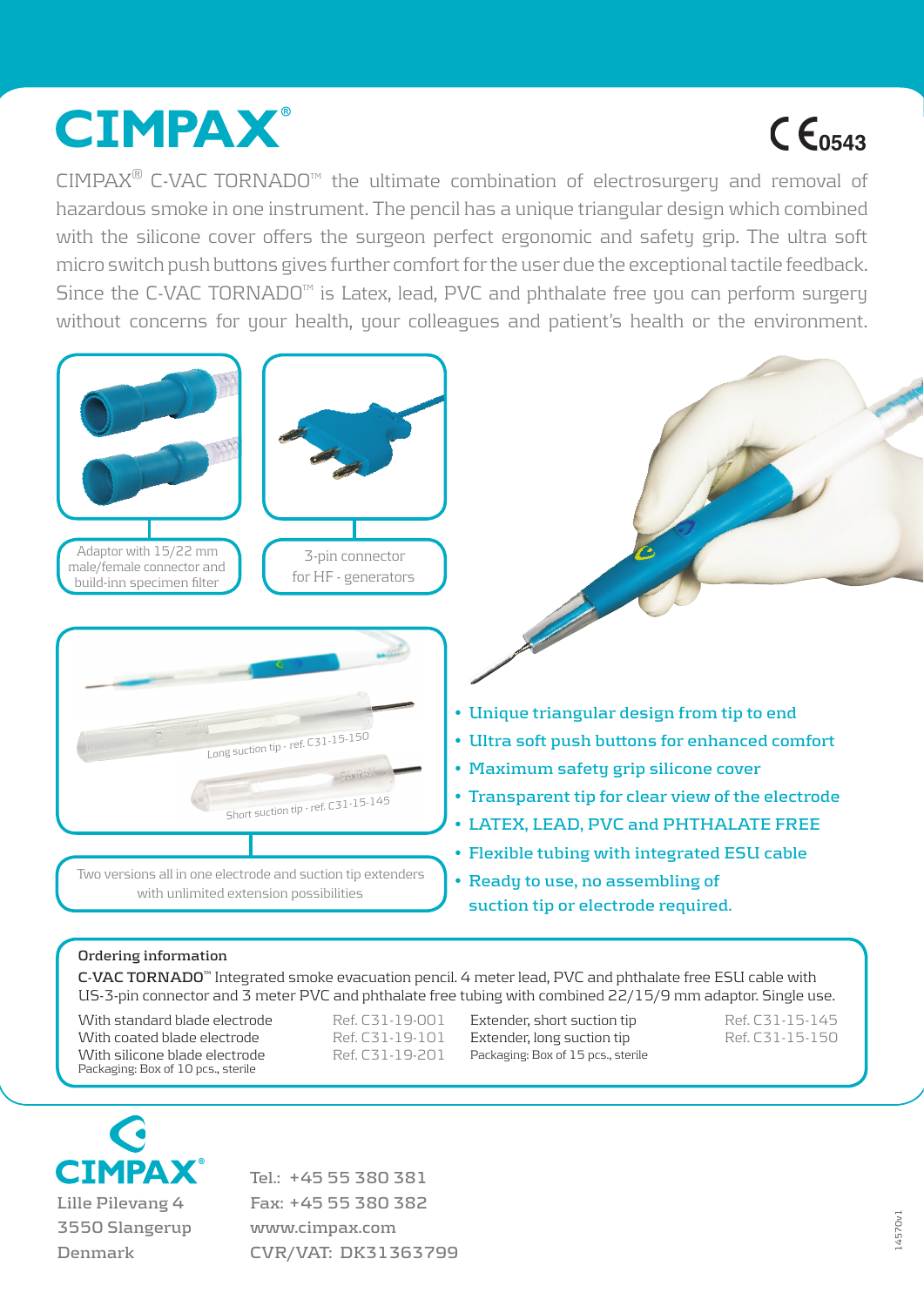# CIMPAX®

CE 0543

CIMPAX® C-VAC TORNADO™ the ultimate combination of electrosurgery and removal of hazardous smoke in one instrument. The pencil has a unique triangular design which combined with the silicone cover offers the surgeon perfect ergonomic and safety grip. The ultra soft micro switch push buttons gives further comfort for the user due the exceptional tactile feedback. Since the C-VAC TORNADO™ is Latex, lead, PVC and phthalate free you can perform surgery without concerns for your health, your colleagues and patient's health or the environment.

Adaptor with 15/22 mm male/female connector and build-inn specimen filter

3-pin connector for HF - generators

Long suction tip - ref. C31-15-150

Short suction tip - ref. C31-15-145

Two versions all in one electrode and suction tip extenders with unlimited extension possibilities

- Unique triangular design from tip to end
- Ultra soft push buttons for enhanced comfort
- Maximum safety grip silicone cover
- Transparent tip for clear view of the electrode
- LATEX, LEAD, PVC and PHTHALATE FREE
- Flexible tubing with integrated ESU cable
- Ready to use, no assembling of suction tip or electrode required.

## Ordering information

**C-VAC TORNADO™** Integrated smoke evacuation pencil. 4 meter lead, PVC and phthalate free ESU cable with US-3-pin connector and 3 meter PVC and phthalate free tubing with combined 22/15/9 mm adaptor. Single use.

| | | | |
|---|---|---|---|
| With standard blade electrode | Ref. C31-19-001 | Extender, short suction tip | Ref. C31-15-145 |
| With coated blade electrode | Ref. C31-19-101 | Extender, long suction tip | Ref. C31-15-150 |
| With silicone blade electrode | Ref. C31-19-201 | Packaging: Box of 15 pcs., sterile | |
| Packaging: Box of 10 pcs., sterile | | | |

**CIMPAX®**

Lille Pilevang 4
3550 Slangerup
Denmark

Tel.: +45 55 380 381
Fax: +45 55 380 382
www.cimpax.com
CVR/VAT: DK31363799

14570v1